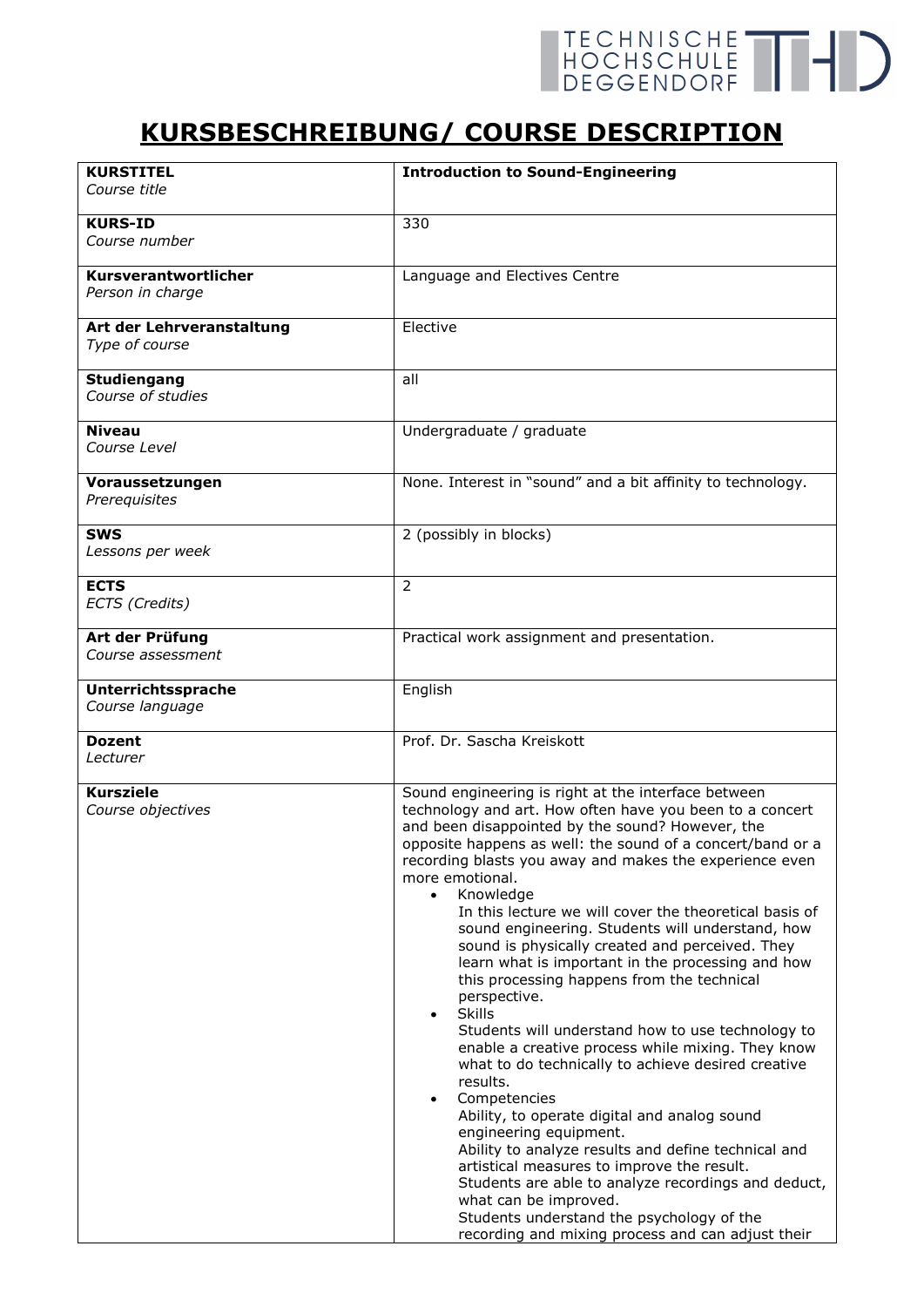# KURSBESCHREIBUNG/ COURSE DESCRIPTION

| | |
|---|---|
| **KURSTITEL**<br>*Course title* | **Introduction to Sound-Engineering** |
| **KURS-ID**<br>*Course number* | 330 |
| **Kursverantwortlicher**<br>*Person in charge* | Language and Electives Centre |
| **Art der Lehrveranstaltung**<br>*Type of course* | Elective |
| **Studiengang**<br>*Course of studies* | all |
| **Niveau**<br>*Course Level* | Undergraduate / graduate |
| **Voraussetzungen**<br>*Prerequisites* | None. Interest in "sound" and a bit affinity to technology. |
| **SWS**<br>*Lessons per week* | 2 (possibly in blocks) |
| **ECTS**<br>*ECTS (Credits)* | 2 |
| **Art der Prüfung**<br>*Course assessment* | Practical work assignment and presentation. |
| **Unterrichtssprache**<br>*Course language* | English |
| **Dozent**<br>*Lecturer* | Prof. Dr. Sascha Kreiskott |
| **Kursziele**<br>*Course objectives* | Sound engineering is right at the interface between technology and art. How often have you been to a concert and been disappointed by the sound? However, the opposite happens as well: the sound of a concert/band or a recording blasts you away and makes the experience even more emotional.<br>• Knowledge<br>In this lecture we will cover the theoretical basis of sound engineering. Students will understand, how sound is physically created and perceived. They learn what is important in the processing and how this processing happens from the technical perspective.<br>• Skills<br>Students will understand how to use technology to enable a creative process while mixing. They know what to do technically to achieve desired creative results.<br>• Competencies<br>Ability, to operate digital and analog sound engineering equipment.<br>Ability to analyze results and define technical and artistical measures to improve the result.<br>Students are able to analyze recordings and deduct, what can be improved.<br>Students understand the psychology of the recording and mixing process and can adjust their |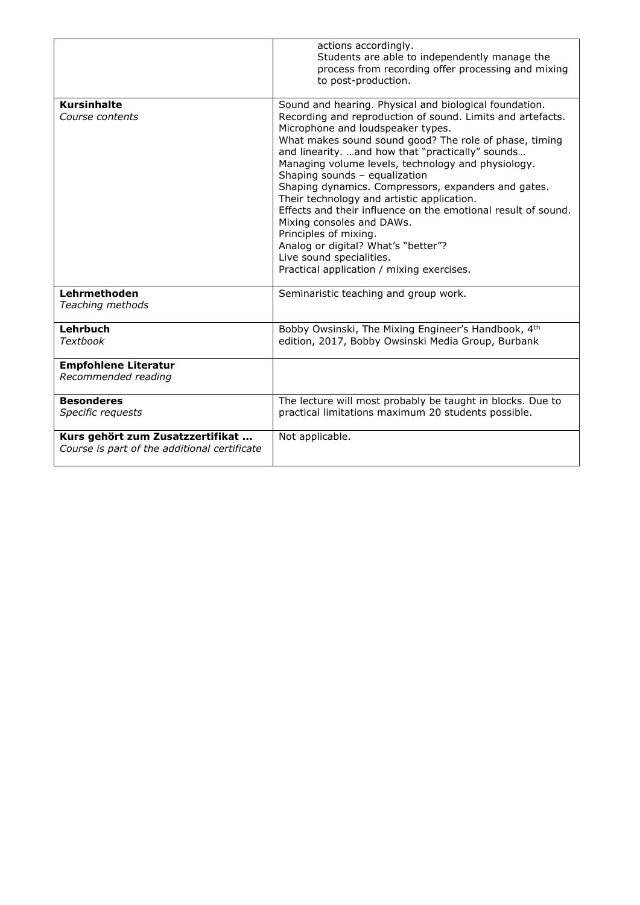| | |
|---|---|
| | actions accordingly.<br>Students are able to independently manage the process from recording offer processing and mixing to post-production. |
| **Kursinhalte**<br>*Course contents* | Sound and hearing. Physical and biological foundation.<br>Recording and reproduction of sound. Limits and artefacts.<br>Microphone and loudspeaker types.<br>What makes sound sound good? The role of phase, timing and linearity. …and how that "practically" sounds…<br>Managing volume levels, technology and physiology.<br>Shaping sounds – equalization<br>Shaping dynamics. Compressors, expanders and gates. Their technology and artistic application.<br>Effects and their influence on the emotional result of sound.<br>Mixing consoles and DAWs.<br>Principles of mixing.<br>Analog or digital? What's "better"?<br>Live sound specialities.<br>Practical application / mixing exercises. |
| **Lehrmethoden**<br>*Teaching methods* | Seminaristic teaching and group work. |
| **Lehrbuch**<br>*Textbook* | Bobby Owsinski, The Mixing Engineer's Handbook, 4th edition, 2017, Bobby Owsinski Media Group, Burbank |
| **Empfohlene Literatur**<br>*Recommended reading* | |
| **Besonderes**<br>*Specific requests* | The lecture will most probably be taught in blocks. Due to practical limitations maximum 20 students possible. |
| **Kurs gehört zum Zusatzzertifikat …**<br>*Course is part of the additional certificate* | Not applicable. |